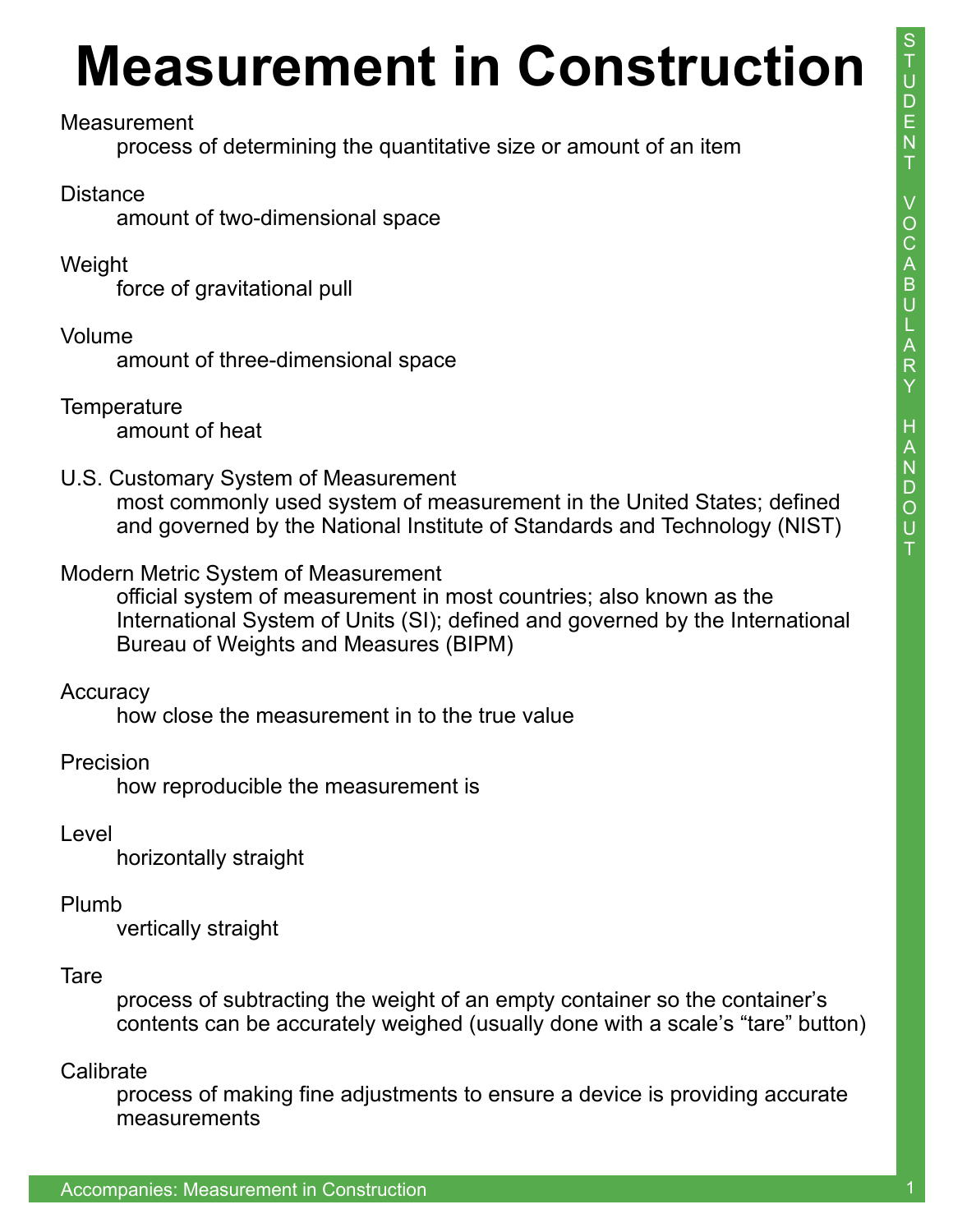# Measurement in Construction

**Measurement**
: process of determining the quantitative size or amount of an item

**Distance**
: amount of two-dimensional space

**Weight**
: force of gravitational pull

**Volume**
: amount of three-dimensional space

**Temperature**
: amount of heat

**U.S. Customary System of Measurement**
: most commonly used system of measurement in the United States; defined and governed by the National Institute of Standards and Technology (NIST)

**Modern Metric System of Measurement**
: official system of measurement in most countries; also known as the International System of Units (SI); defined and governed by the International Bureau of Weights and Measures (BIPM)

**Accuracy**
: how close the measurement in to the true value

**Precision**
: how reproducible the measurement is

**Level**
: horizontally straight

**Plumb**
: vertically straight

**Tare**
: process of subtracting the weight of an empty container so the container's contents can be accurately weighed (usually done with a scale's "tare" button)

**Calibrate**
: process of making fine adjustments to ensure a device is providing accurate measurements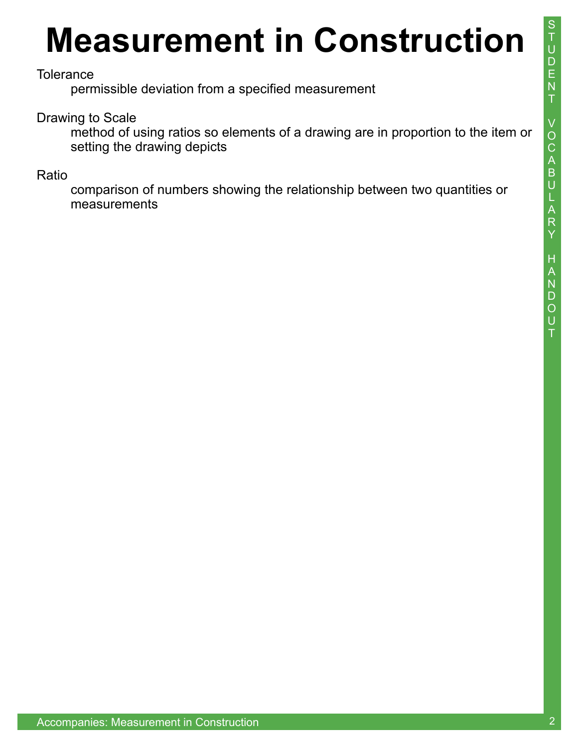# Measurement in Construction

Tolerance
: permissible deviation from a specified measurement

Drawing to Scale
: method of using ratios so elements of a drawing are in proportion to the item or setting the drawing depicts

Ratio
: comparison of numbers showing the relationship between two quantities or measurements